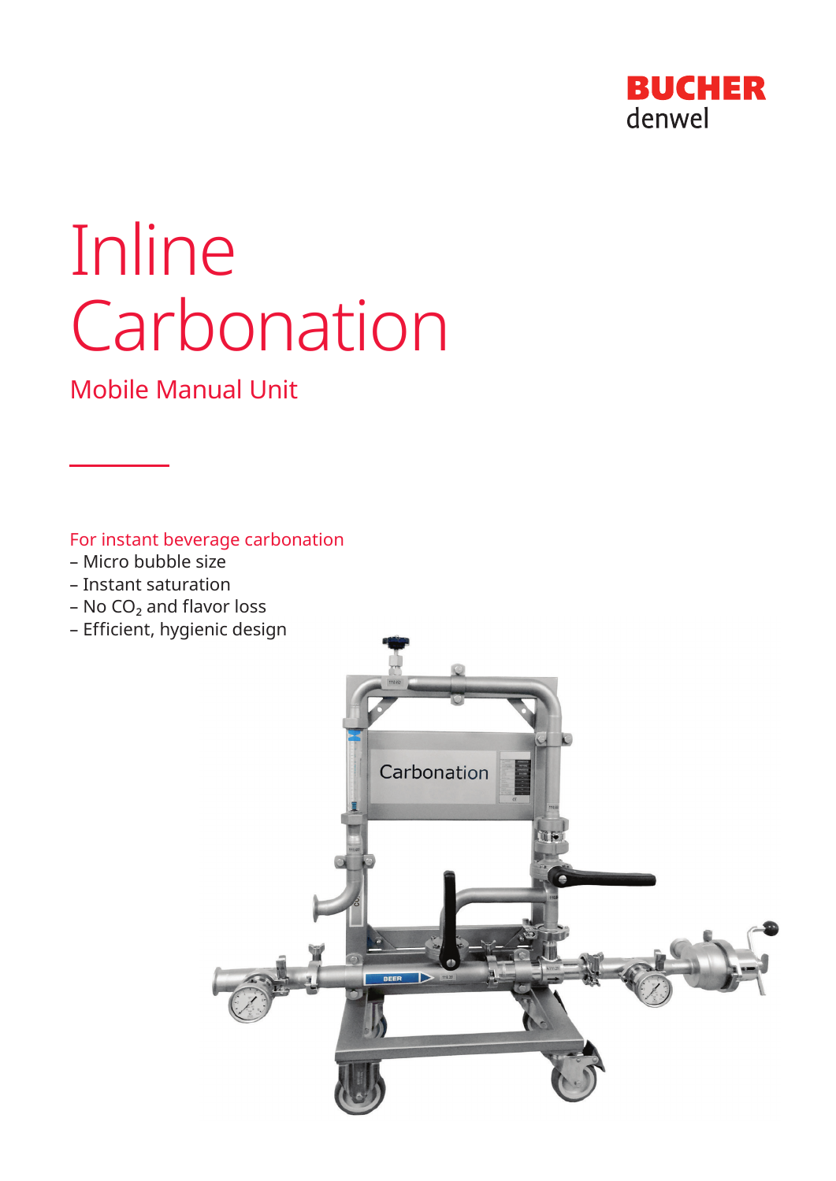BUCHER
denwel

# Inline Carbonation

## Mobile Manual Unit

For instant beverage carbonation

- Micro bubble size
- Instant saturation
- No $CO_2$ and flavor loss
- Efficient, hygienic design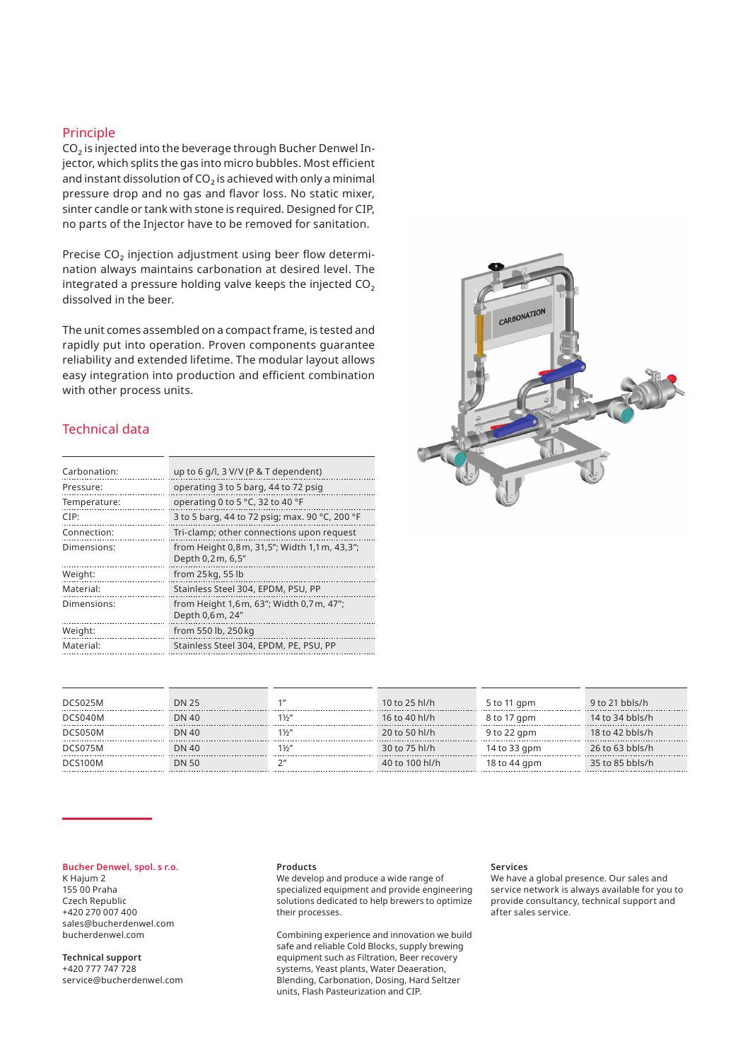## Principle

$CO_2$ is injected into the beverage through Bucher Denwel Injector, which splits the gas into micro bubbles. Most efficient and instant dissolution of $CO_2$ is achieved with only a minimal pressure drop and no gas and flavor loss. No static mixer, sinter candle or tank with stone is required. Designed for CIP, no parts of the Injector have to be removed for sanitation.

Precise $CO_2$ injection adjustment using beer flow determination always maintains carbonation at desired level. The integrated a pressure holding valve keeps the injected $CO_2$ dissolved in the beer.

The unit comes assembled on a compact frame, is tested and rapidly put into operation. Proven components guarantee reliability and extended lifetime. The modular layout allows easy integration into production and efficient combination with other process units.

## Technical data

| | |
|---|---|
| Carbonation: | up to 6 g/l, 3 V/V (P & T dependent) |
| Pressure: | operating 3 to 5 barg, 44 to 72 psig |
| Temperature: | operating 0 to 5 °C, 32 to 40 °F |
| CIP: | 3 to 5 barg, 44 to 72 psig; max. 90 °C, 200 °F |
| Connection: | Tri-clamp; other connections upon request |
| Dimensions: | from Height 0,8 m, 31,5"; Width 1,1 m, 43,3"; Depth 0,2 m, 6,5" |
| Weight: | from 25 kg, 55 lb |
| Material: | Stainless Steel 304, EPDM, PSU, PP |
| Dimensions: | from Height 1,6 m, 63"; Width 0,7 m, 47"; Depth 0,6 m, 24" |
| Weight: | from 550 lb, 250 kg |
| Material: | Stainless Steel 304, EPDM, PE, PSU, PP |

| | | | | | |
|---|---|---|---|---|---|
| DCS025M | DN 25 | 1" | 10 to 25 hl/h | 5 to 11 gpm | 9 to 21 bbls/h |
| DCS040M | DN 40 | 1½" | 16 to 40 hl/h | 8 to 17 gpm | 14 to 34 bbls/h |
| DCS050M | DN 40 | 1½" | 20 to 50 hl/h | 9 to 22 gpm | 18 to 42 bbls/h |
| DCS075M | DN 40 | 1½" | 30 to 75 hl/h | 14 to 33 gpm | 26 to 63 bbls/h |
| DCS100M | DN 50 | 2" | 40 to 100 hl/h | 18 to 44 gpm | 35 to 85 bbls/h |

**Bucher Denwel, spol. s r.o.**
K Hajum 2
155 00 Praha
Czech Republic
+420 270 007 400
sales@bucherdenwel.com
bucherdenwel.com

**Technical support**
+420 777 747 728
service@bucherdenwel.com

**Products**
We develop and produce a wide range of specialized equipment and provide engineering solutions dedicated to help brewers to optimize their processes.

Combining experience and innovation we build safe and reliable Cold Blocks, supply brewing equipment such as Filtration, Beer recovery systems, Yeast plants, Water Deaeration, Blending, Carbonation, Dosing, Hard Seltzer units, Flash Pasteurization and CIP.

**Services**
We have a global presence. Our sales and service network is always available for you to provide consultancy, technical support and after sales service.